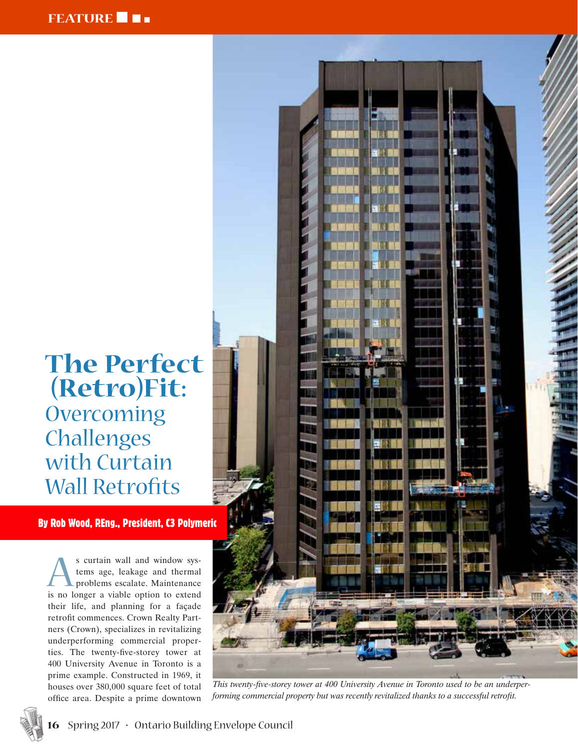# The Perfect (Retro)Fit: Overcoming Challenges with Curtain Wall Retrofits

**By Rob Wood, P.Eng., President, C3 Polymeric**

As curtain wall and window systems age, leakage and thermal problems escalate. Maintenance is no longer a viable option to extend their life, and planning for a façade retrofit commences. Crown Realty Partners (Crown), specializes in revitalizing underperforming commercial properties. The twenty-five-storey tower at 400 University Avenue in Toronto is a prime example. Constructed in 1969, it houses over 380,000 square feet of total office area. Despite a prime downtown

*This twenty-five-storey tower at 400 University Avenue in Toronto used to be an underperforming commercial property but was recently revitalized thanks to a successful retrofit.*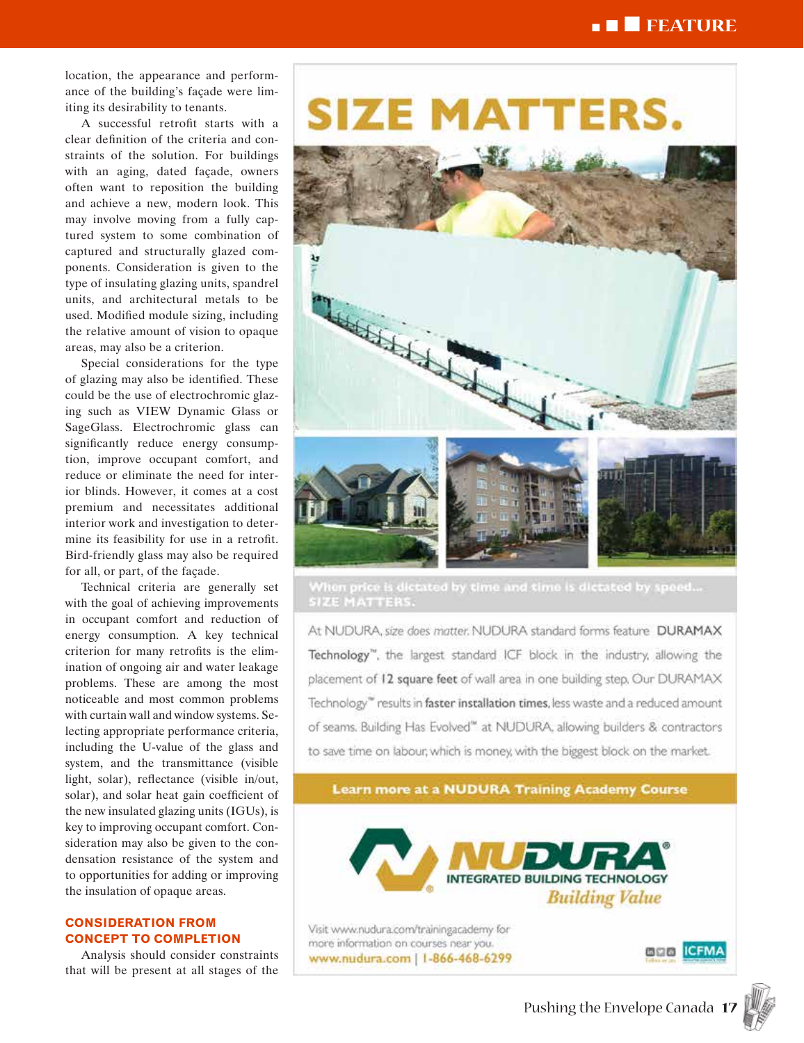location, the appearance and performance of the building's façade were limiting its desirability to tenants.

A successful retrofit starts with a clear definition of the criteria and constraints of the solution. For buildings with an aging, dated façade, owners often want to reposition the building and achieve a new, modern look. This may involve moving from a fully captured system to some combination of captured and structurally glazed components. Consideration is given to the type of insulating glazing units, spandrel units, and architectural metals to be used. Modified module sizing, including the relative amount of vision to opaque areas, may also be a criterion.

Special considerations for the type of glazing may also be identified. These could be the use of electrochromic glazing such as VIEW Dynamic Glass or SageGlass. Electrochromic glass can significantly reduce energy consumption, improve occupant comfort, and reduce or eliminate the need for interior blinds. However, it comes at a cost premium and necessitates additional interior work and investigation to determine its feasibility for use in a retrofit. Bird-friendly glass may also be required for all, or part, of the façade.

Technical criteria are generally set with the goal of achieving improvements in occupant comfort and reduction of energy consumption. A key technical criterion for many retrofits is the elimination of ongoing air and water leakage problems. These are among the most noticeable and most common problems with curtain wall and window systems. Selecting appropriate performance criteria, including the U-value of the glass and system, and the transmittance (visible light, solar), reflectance (visible in/out, solar), and solar heat gain coefficient of the new insulated glazing units (IGUs), is key to improving occupant comfort. Consideration may also be given to the condensation resistance of the system and to opportunities for adding or improving the insulation of opaque areas.

## CONSIDERATION FROM CONCEPT TO COMPLETION

Analysis should consider constraints that will be present at all stages of the

# SIZE MATTERS.

When price is dictated by time and time is dictated by speed... SIZE MATTERS.

At NUDURA, size does matter. NUDURA standard forms feature **DURAMAX Technology**™, the largest standard ICF block in the industry, allowing the placement of **12 square feet** of wall area in one building step. Our DURAMAX Technology™ results in **faster installation times**, less waste and a reduced amount of seams. Building Has Evolved™ at NUDURA, allowing builders & contractors to save time on labour, which is money, with the biggest block on the market.

**Learn more at a NUDURA Training Academy Course**

NUDURA® INTEGRATED BUILDING TECHNOLOGY *Building Value*

Visit www.nudura.com/trainingacademy for more information on courses near you.
**www.nudura.com | 1-866-468-6299**

ICFMA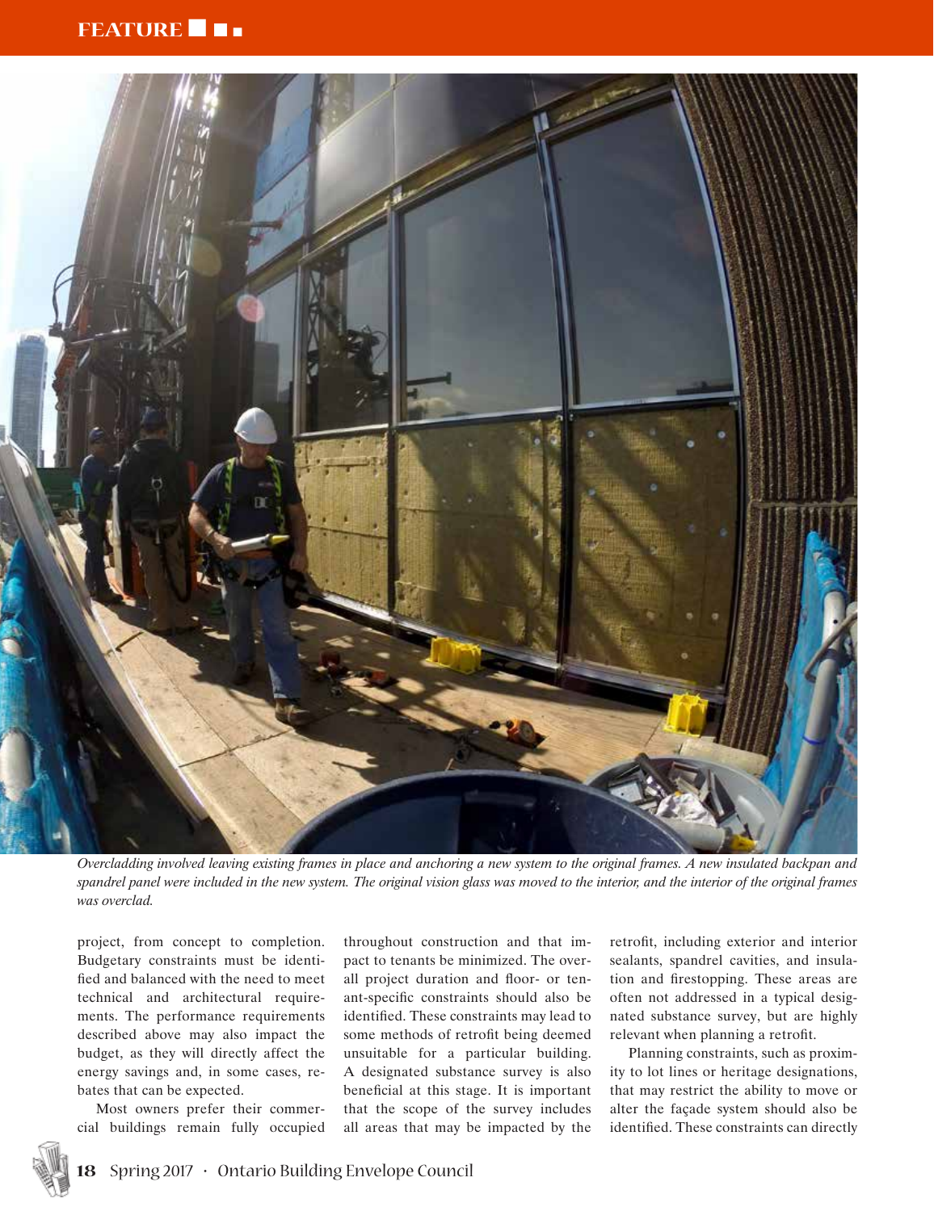*Overcladding involved leaving existing frames in place and anchoring a new system to the original frames. A new insulated backpan and spandrel panel were included in the new system. The original vision glass was moved to the interior, and the interior of the original frames was overclad.*

project, from concept to completion. Budgetary constraints must be identified and balanced with the need to meet technical and architectural requirements. The performance requirements described above may also impact the budget, as they will directly affect the energy savings and, in some cases, rebates that can be expected.

Most owners prefer their commercial buildings remain fully occupied throughout construction and that impact to tenants be minimized. The overall project duration and floor- or tenant-specific constraints should also be identified. These constraints may lead to some methods of retrofit being deemed unsuitable for a particular building. A designated substance survey is also beneficial at this stage. It is important that the scope of the survey includes all areas that may be impacted by the retrofit, including exterior and interior sealants, spandrel cavities, and insulation and firestopping. These areas are often not addressed in a typical designated substance survey, but are highly relevant when planning a retrofit.

Planning constraints, such as proximity to lot lines or heritage designations, that may restrict the ability to move or alter the façade system should also be identified. These constraints can directly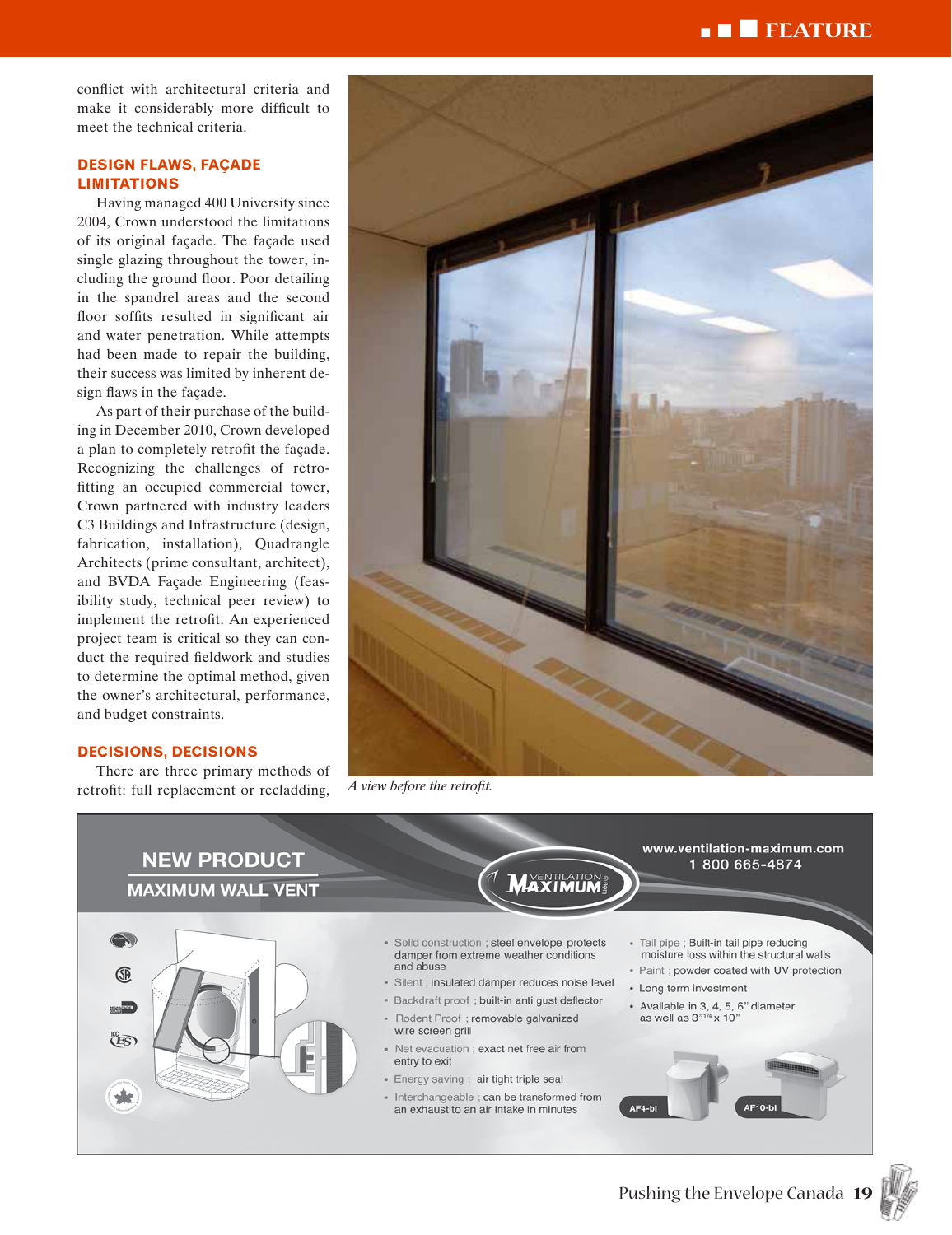conflict with architectural criteria and make it considerably more difficult to meet the technical criteria.

## DESIGN FLAWS, FAÇADE LIMITATIONS

Having managed 400 University since 2004, Crown understood the limitations of its original façade. The façade used single glazing throughout the tower, including the ground floor. Poor detailing in the spandrel areas and the second floor soffits resulted in significant air and water penetration. While attempts had been made to repair the building, their success was limited by inherent design flaws in the façade.

As part of their purchase of the building in December 2010, Crown developed a plan to completely retrofit the façade. Recognizing the challenges of retrofitting an occupied commercial tower, Crown partnered with industry leaders C3 Buildings and Infrastructure (design, fabrication, installation), Quadrangle Architects (prime consultant, architect), and BVDA Façade Engineering (feasibility study, technical peer review) to implement the retrofit. An experienced project team is critical so they can conduct the required fieldwork and studies to determine the optimal method, given the owner's architectural, performance, and budget constraints.

## DECISIONS, DECISIONS

There are three primary methods of retrofit: full replacement or recladding,

*A view before the retrofit.*

NEW PRODUCT

MAXIMUM WALL VENT

www.ventilation-maximum.com
1 800 665-4874

- Solid construction ; steel envelope protects damper from extreme weather conditions and abuse
- Silent ; insulated damper reduces noise level
- Backdraft proof ; built-in anti gust deflector
- Rodent Proof ; removable galvanized wire screen grill
- Net evacuation ; exact net free air from entry to exit
- Energy saving ; air tight triple seal
- Interchangeable ; can be transformed from an exhaust to an air intake in minutes
- Tail pipe ; Built-in tail pipe reducing moisture loss within the structural walls
- Paint ; powder coated with UV protection
- Long term investment
- Available in 3, 4, 5, 6" diameter as well as 3"1/4 x 10"

AF4-bl AF10-bl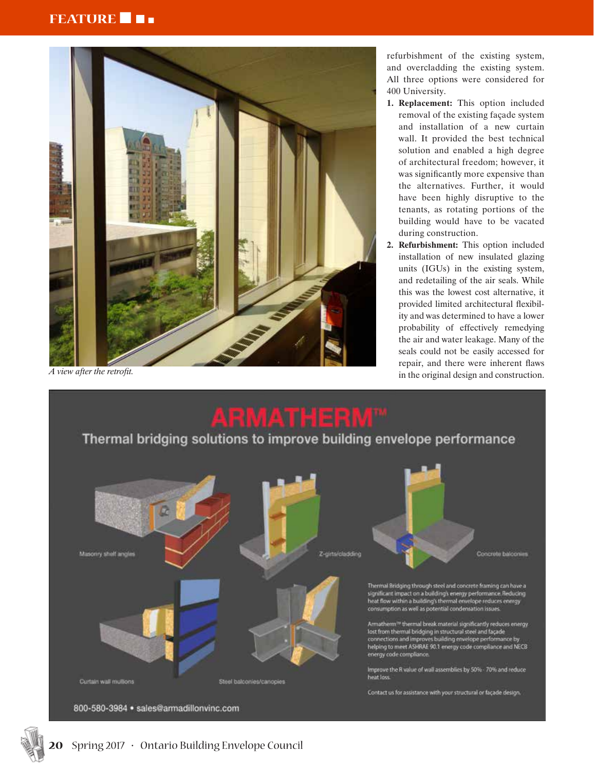A view after the retrofit.

refurbishment of the existing system, and overcladding the existing system. All three options were considered for 400 University.

1. **Replacement:** This option included removal of the existing façade system and installation of a new curtain wall. It provided the best technical solution and enabled a high degree of architectural freedom; however, it was significantly more expensive than the alternatives. Further, it would have been highly disruptive to the tenants, as rotating portions of the building would have to be vacated during construction.
2. **Refurbishment:** This option included installation of new insulated glazing units (IGUs) in the existing system, and redetailing of the air seals. While this was the lowest cost alternative, it provided limited architectural flexibility and was determined to have a lower probability of effectively remedying the air and water leakage. Many of the seals could not be easily accessed for repair, and there were inherent flaws in the original design and construction.

# ARMATHERM™

## Thermal bridging solutions to improve building envelope performance

Masonry shelf angles

Z-girts/cladding

Concrete balconies

Curtain wall mullions

Steel balconies/canopies

Thermal Bridging through steel and concrete framing can have a significant impact on a building's energy performance. Reducing heat flow within a building's thermal envelope reduces energy consumption as well as potential condensation issues.

Armatherm™ thermal break material significantly reduces energy lost from thermal bridging in structural steel and façade connections and improves building envelope performance by helping to meet ASHRAE 90.1 energy code compliance and NECB energy code compliance.

Improve the R value of wall assemblies by 50% - 70% and reduce heat loss.

Contact us for assistance with your structural or façade design.

800-580-3984 • sales@armadillonvinc.com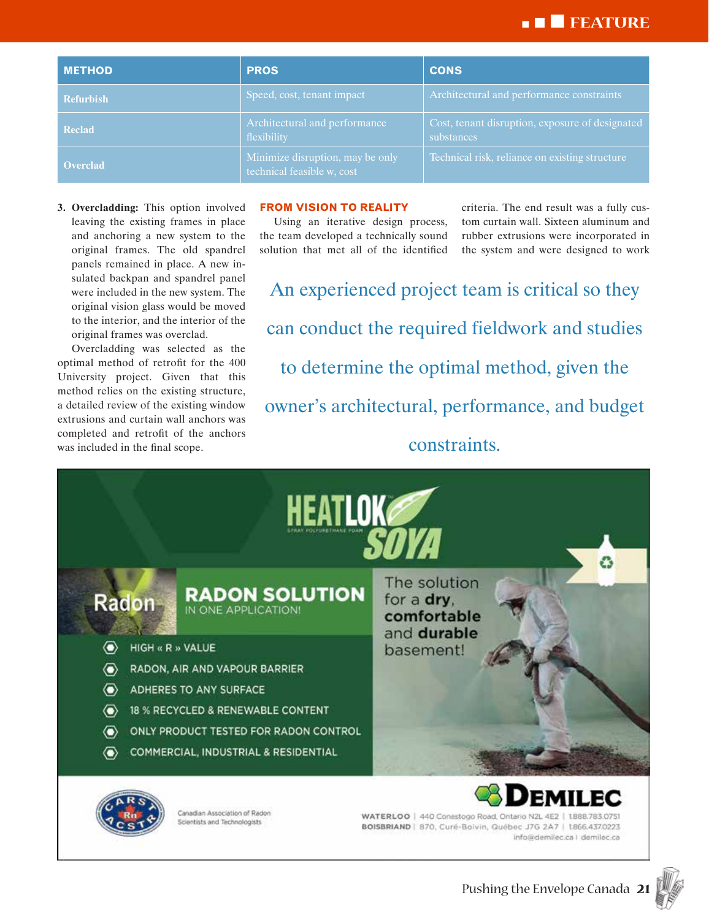| METHOD | PROS | CONS |
|---|---|---|
| Refurbish | Speed, cost, tenant impact | Architectural and performance constraints |
| Reclad | Architectural and performance flexibility | Cost, tenant disruption, exposure of designated substances |
| Overclad | Minimize disruption, may be only technical feasible w, cost | Technical risk, reliance on existing structure |

3. **Overcladding:** This option involved leaving the existing frames in place and anchoring a new system to the original frames. The old spandrel panels remained in place. A new insulated backpan and spandrel panel were included in the new system. The original vision glass would be moved to the interior, and the interior of the original frames was overclad.

Overcladding was selected as the optimal method of retrofit for the 400 University project. Given that this method relies on the existing structure, a detailed review of the existing window extrusions and curtain wall anchors was completed and retrofit of the anchors was included in the final scope.

## FROM VISION TO REALITY

Using an iterative design process, the team developed a technically sound solution that met all of the identified criteria. The end result was a fully custom curtain wall. Sixteen aluminum and rubber extrusions were incorporated in the system and were designed to work

> An experienced project team is critical so they can conduct the required fieldwork and studies to determine the optimal method, given the owner's architectural, performance, and budget constraints.

HEATLOK SOYA
SPRAY POLYURETHANE FOAM

Radon

**RADON SOLUTION**
IN ONE APPLICATION!

- HIGH « R » VALUE
- RADON, AIR AND VAPOUR BARRIER
- ADHERES TO ANY SURFACE
- 18 % RECYCLED & RENEWABLE CONTENT
- ONLY PRODUCT TESTED FOR RADON CONTROL
- COMMERCIAL, INDUSTRIAL & RESIDENTIAL

The solution for a **dry**, **comfortable** and **durable** basement!

Canadian Association of Radon Scientists and Technologists

DEMILEC

WATERLOO | 440 Conestogo Road, Ontario N2L 4E2 | 1.888.783.0751
BOISBRIAND | 870, Curé-Boivin, Québec J7G 2A7 | 1.866.437.0223
info@demilec.ca | demilec.ca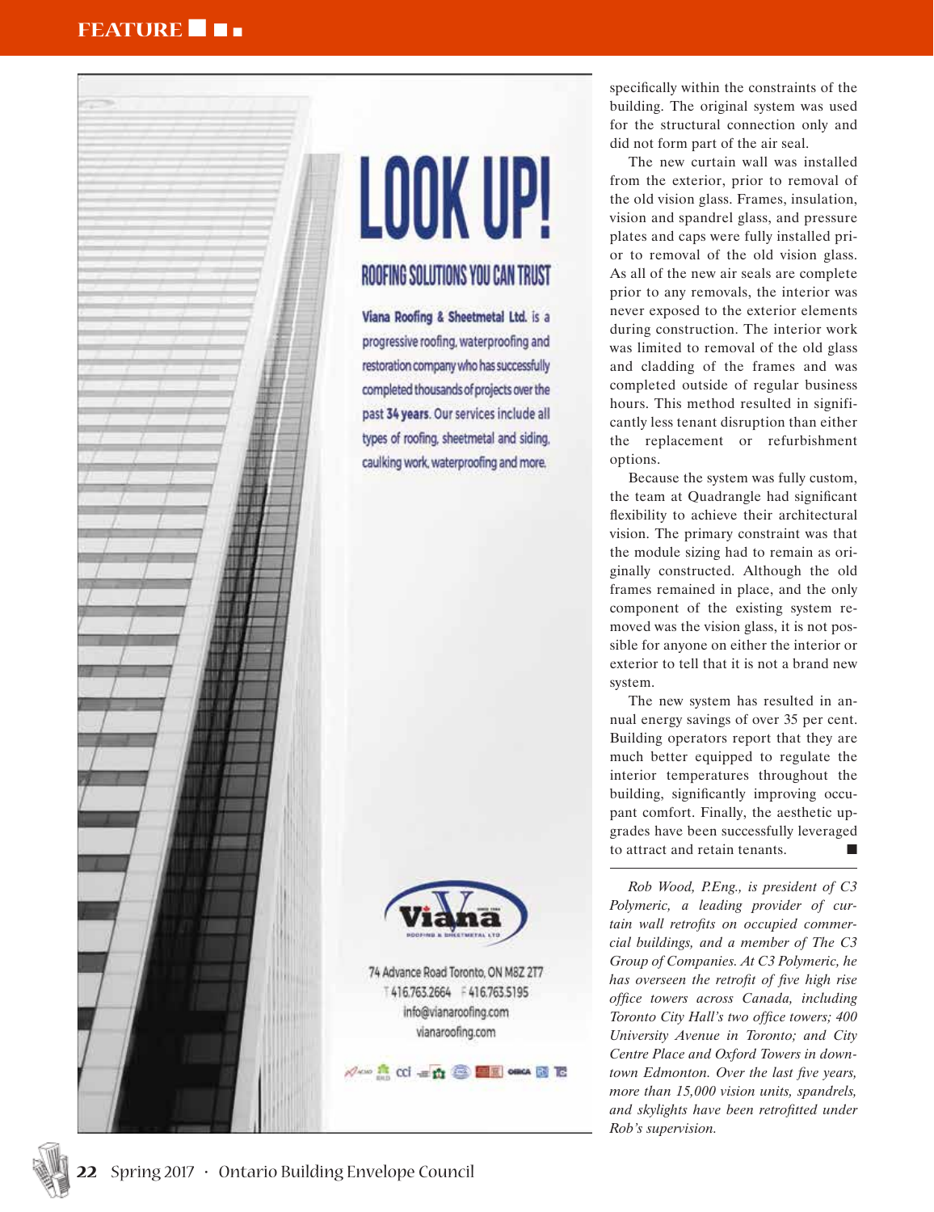LOOK UP!

ROOFING SOLUTIONS YOU CAN TRUST

**Viana Roofing & Sheetmetal Ltd.** is a progressive roofing, waterproofing and restoration company who has successfully completed thousands of projects over the past **34 years**. Our services include all types of roofing, sheetmetal and siding, caulking work, waterproofing and more.

Viana ROOFING & SHEETMETAL LTD

74 Advance Road Toronto, ON M8Z 2T7
T 416.763.2664 F 416.763.5195
info@vianaroofing.com
vianaroofing.com

specifically within the constraints of the building. The original system was used for the structural connection only and did not form part of the air seal.

The new curtain wall was installed from the exterior, prior to removal of the old vision glass. Frames, insulation, vision and spandrel glass, and pressure plates and caps were fully installed prior to removal of the old vision glass. As all of the new air seals are complete prior to any removals, the interior was never exposed to the exterior elements during construction. The interior work was limited to removal of the old glass and cladding of the frames and was completed outside of regular business hours. This method resulted in significantly less tenant disruption than either the replacement or refurbishment options.

Because the system was fully custom, the team at Quadrangle had significant flexibility to achieve their architectural vision. The primary constraint was that the module sizing had to remain as originally constructed. Although the old frames remained in place, and the only component of the existing system removed was the vision glass, it is not possible for anyone on either the interior or exterior to tell that it is not a brand new system.

The new system has resulted in annual energy savings of over 35 per cent. Building operators report that they are much better equipped to regulate the interior temperatures throughout the building, significantly improving occupant comfort. Finally, the aesthetic upgrades have been successfully leveraged to attract and retain tenants. ■

*Rob Wood, P.Eng., is president of C3 Polymeric, a leading provider of curtain wall retrofits on occupied commercial buildings, and a member of The C3 Group of Companies. At C3 Polymeric, he has overseen the retrofit of five high rise office towers across Canada, including Toronto City Hall's two office towers; 400 University Avenue in Toronto; and City Centre Place and Oxford Towers in downtown Edmonton. Over the last five years, more than 15,000 vision units, spandrels, and skylights have been retrofitted under Rob's supervision.*